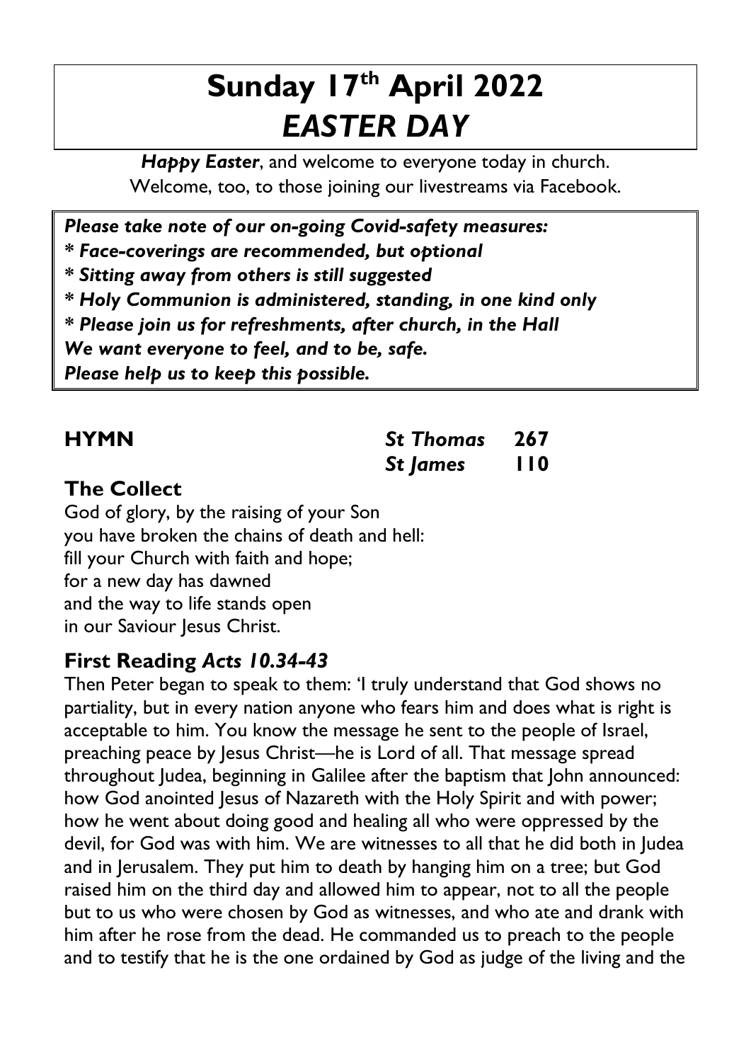# Sunday 17th April 2022
# *EASTER DAY*

***Happy Easter***, and welcome to everyone today in church.
Welcome, too, to those joining our livestreams via Facebook.

***Please take note of our on-going Covid-safety measures:***
***\* Face-coverings are recommended, but optional***
***\* Sitting away from others is still suggested***
***\* Holy Communion is administered, standing, in one kind only***
***\* Please join us for refreshments, after church, in the Hall***
***We want everyone to feel, and to be, safe.***
***Please help us to keep this possible.***

**HYMN** — ***St Thomas* 267**
***St James* 110**

## The Collect

God of glory, by the raising of your Son
you have broken the chains of death and hell:
fill your Church with faith and hope;
for a new day has dawned
and the way to life stands open
in our Saviour Jesus Christ.

## First Reading *Acts 10.34-43*

Then Peter began to speak to them: 'I truly understand that God shows no partiality, but in every nation anyone who fears him and does what is right is acceptable to him. You know the message he sent to the people of Israel, preaching peace by Jesus Christ—he is Lord of all. That message spread throughout Judea, beginning in Galilee after the baptism that John announced: how God anointed Jesus of Nazareth with the Holy Spirit and with power; how he went about doing good and healing all who were oppressed by the devil, for God was with him. We are witnesses to all that he did both in Judea and in Jerusalem. They put him to death by hanging him on a tree; but God raised him on the third day and allowed him to appear, not to all the people but to us who were chosen by God as witnesses, and who ate and drank with him after he rose from the dead. He commanded us to preach to the people and to testify that he is the one ordained by God as judge of the living and the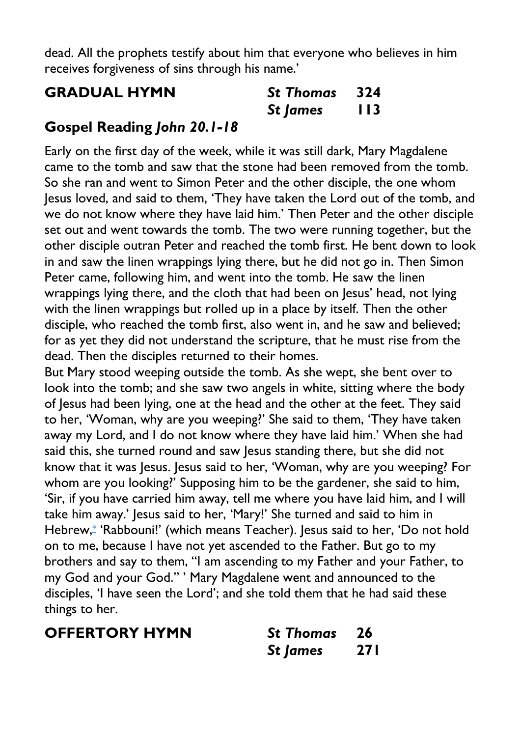dead. All the prophets testify about him that everyone who believes in him receives forgiveness of sins through his name.'

## GRADUAL HYMN

| | |
|---|---|
| *St Thomas* | **324** |
| *St James* | **113** |

## Gospel Reading *John 20.1-18*

Early on the first day of the week, while it was still dark, Mary Magdalene came to the tomb and saw that the stone had been removed from the tomb. So she ran and went to Simon Peter and the other disciple, the one whom Jesus loved, and said to them, 'They have taken the Lord out of the tomb, and we do not know where they have laid him.' Then Peter and the other disciple set out and went towards the tomb. The two were running together, but the other disciple outran Peter and reached the tomb first. He bent down to look in and saw the linen wrappings lying there, but he did not go in. Then Simon Peter came, following him, and went into the tomb. He saw the linen wrappings lying there, and the cloth that had been on Jesus' head, not lying with the linen wrappings but rolled up in a place by itself. Then the other disciple, who reached the tomb first, also went in, and he saw and believed; for as yet they did not understand the scripture, that he must rise from the dead. Then the disciples returned to their homes.

But Mary stood weeping outside the tomb. As she wept, she bent over to look into the tomb; and she saw two angels in white, sitting where the body of Jesus had been lying, one at the head and the other at the feet. They said to her, 'Woman, why are you weeping?' She said to them, 'They have taken away my Lord, and I do not know where they have laid him.' When she had said this, she turned round and saw Jesus standing there, but she did not know that it was Jesus. Jesus said to her, 'Woman, why are you weeping? For whom are you looking?' Supposing him to be the gardener, she said to him, 'Sir, if you have carried him away, tell me where you have laid him, and I will take him away.' Jesus said to her, 'Mary!' She turned and said to him in Hebrew,* 'Rabbouni!' (which means Teacher). Jesus said to her, 'Do not hold on to me, because I have not yet ascended to the Father. But go to my brothers and say to them, "I am ascending to my Father and your Father, to my God and your God." ' Mary Magdalene went and announced to the disciples, 'I have seen the Lord'; and she told them that he had said these things to her.

## OFFERTORY HYMN

| | |
|---|---|
| *St Thomas* | **26** |
| *St James* | **271** |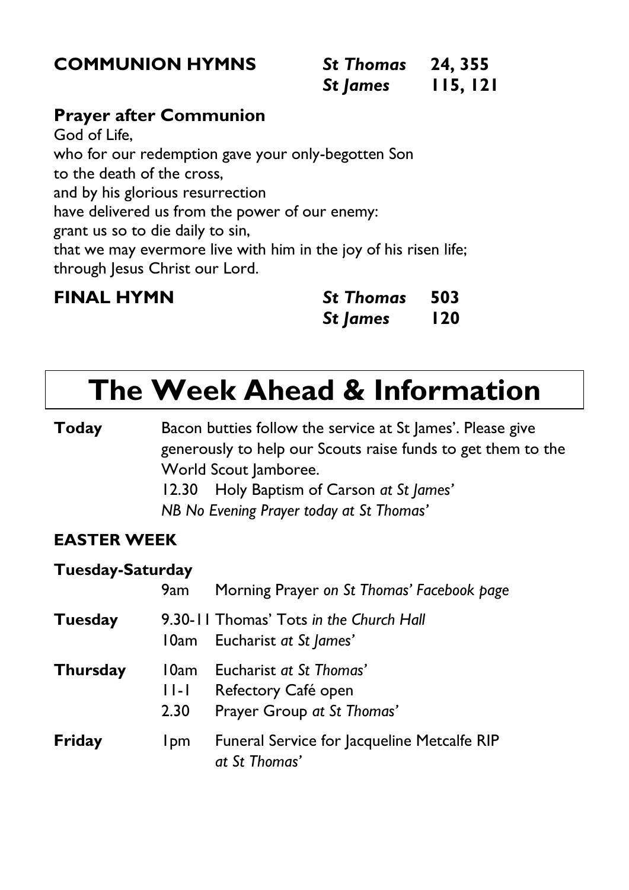**COMMUNION HYMNS** *St Thomas* **24, 355**
*St James* **115, 121**

**Prayer after Communion**

God of Life,
who for our redemption gave your only-begotten Son
to the death of the cross,
and by his glorious resurrection
have delivered us from the power of our enemy:
grant us so to die daily to sin,
that we may evermore live with him in the joy of his risen life;
through Jesus Christ our Lord.

**FINAL HYMN** *St Thomas* **503**
*St James* **120**

# The Week Ahead & Information

**Today** Bacon butties follow the service at St James'. Please give generously to help our Scouts raise funds to get them to the World Scout Jamboree.
12.30 Holy Baptism of Carson *at St James'*
*NB No Evening Prayer today at St Thomas'*

**EASTER WEEK**

**Tuesday-Saturday**
9am Morning Prayer *on St Thomas' Facebook page*

**Tuesday**
9.30-11 Thomas' Tots *in the Church Hall*
10am Eucharist *at St James'*

**Thursday**
10am Eucharist *at St Thomas'*
11-1 Refectory Café open
2.30 Prayer Group *at St Thomas'*

**Friday**
1pm Funeral Service for Jacqueline Metcalfe RIP *at St Thomas'*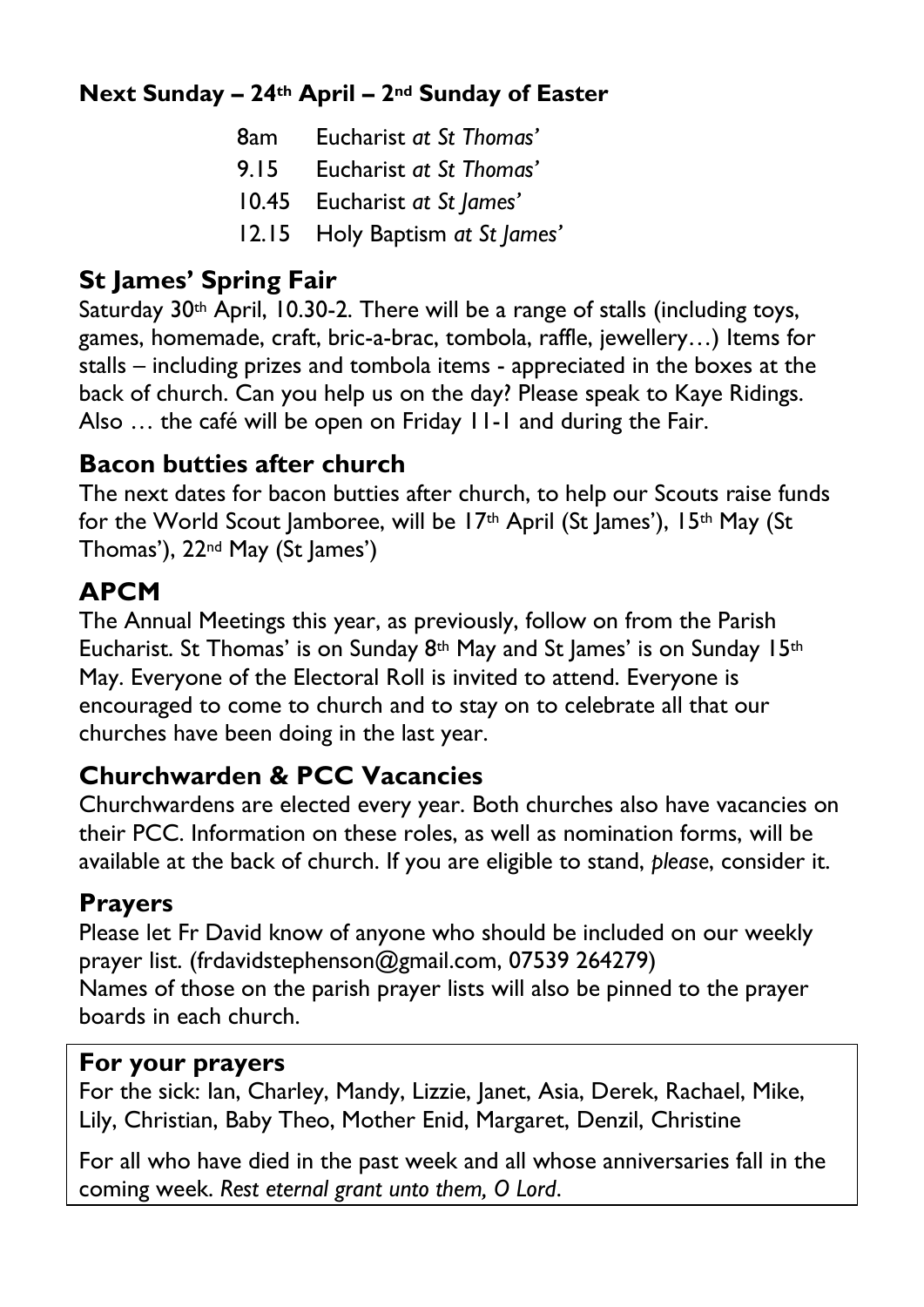**Next Sunday – 24th April – 2nd Sunday of Easter**

8am Eucharist *at St Thomas'*
9.15 Eucharist *at St Thomas'*
10.45 Eucharist *at St James'*
12.15 Holy Baptism *at St James'*

## St James' Spring Fair

Saturday 30th April, 10.30-2. There will be a range of stalls (including toys, games, homemade, craft, bric-a-brac, tombola, raffle, jewellery…) Items for stalls – including prizes and tombola items - appreciated in the boxes at the back of church. Can you help us on the day? Please speak to Kaye Ridings. Also … the café will be open on Friday 11-1 and during the Fair.

## Bacon butties after church

The next dates for bacon butties after church, to help our Scouts raise funds for the World Scout Jamboree, will be 17th April (St James'), 15th May (St Thomas'), 22nd May (St James')

## APCM

The Annual Meetings this year, as previously, follow on from the Parish Eucharist. St Thomas' is on Sunday 8th May and St James' is on Sunday 15th May. Everyone of the Electoral Roll is invited to attend. Everyone is encouraged to come to church and to stay on to celebrate all that our churches have been doing in the last year.

## Churchwarden & PCC Vacancies

Churchwardens are elected every year. Both churches also have vacancies on their PCC. Information on these roles, as well as nomination forms, will be available at the back of church. If you are eligible to stand, *please*, consider it.

## Prayers

Please let Fr David know of anyone who should be included on our weekly prayer list. (frdavidstephenson@gmail.com, 07539 264279)
Names of those on the parish prayer lists will also be pinned to the prayer boards in each church.

## For your prayers

For the sick: Ian, Charley, Mandy, Lizzie, Janet, Asia, Derek, Rachael, Mike, Lily, Christian, Baby Theo, Mother Enid, Margaret, Denzil, Christine

For all who have died in the past week and all whose anniversaries fall in the coming week. *Rest eternal grant unto them, O Lord*.